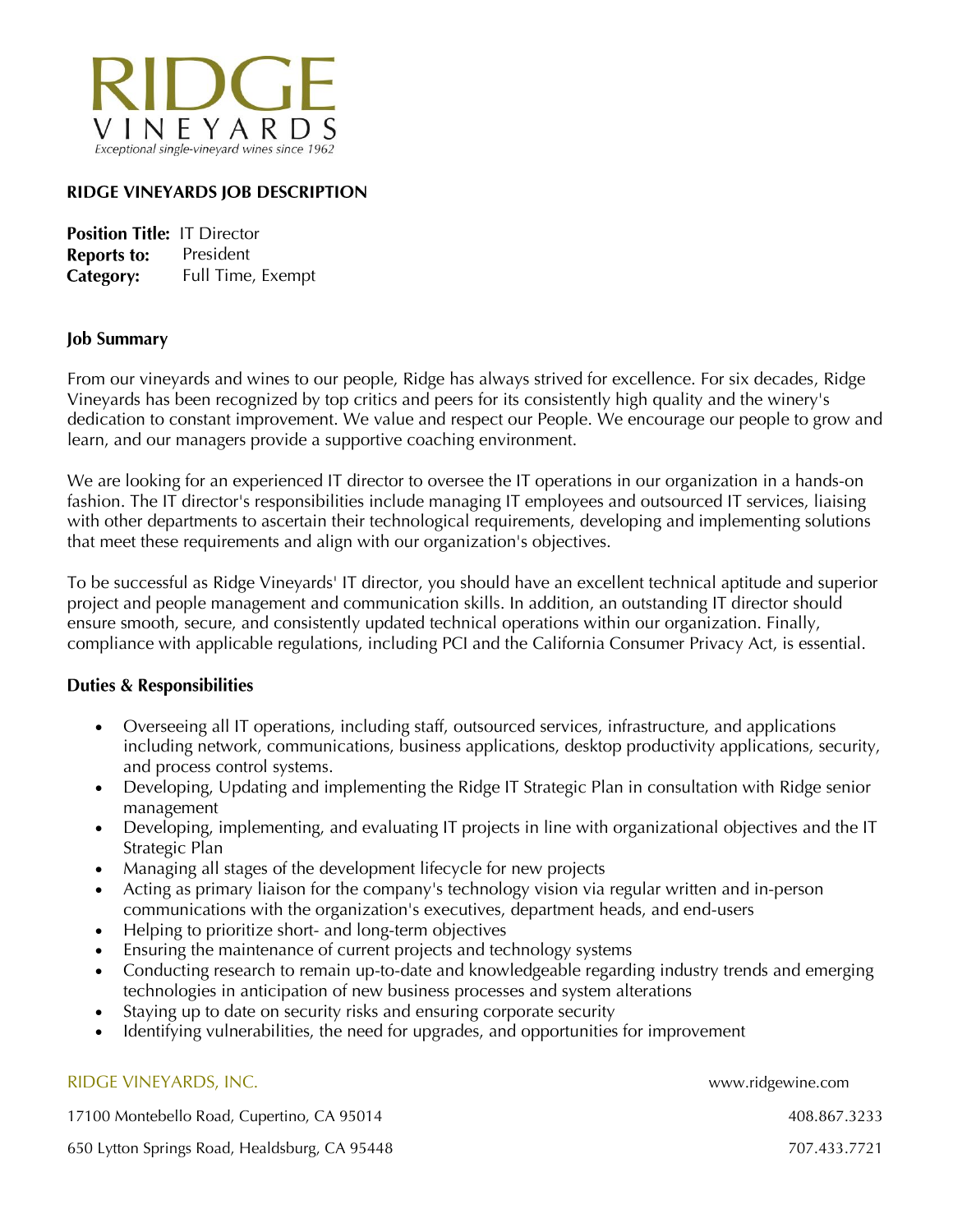# RIDGE VINEYARDS

*Exceptional single-vineyard wines since 1962*

## RIDGE VINEYARDS JOB DESCRIPTION

**Position Title:** IT Director
**Reports to:** President
**Category:** Full Time, Exempt

### Job Summary

From our vineyards and wines to our people, Ridge has always strived for excellence. For six decades, Ridge Vineyards has been recognized by top critics and peers for its consistently high quality and the winery's dedication to constant improvement. We value and respect our People. We encourage our people to grow and learn, and our managers provide a supportive coaching environment.

We are looking for an experienced IT director to oversee the IT operations in our organization in a hands-on fashion. The IT director's responsibilities include managing IT employees and outsourced IT services, liaising with other departments to ascertain their technological requirements, developing and implementing solutions that meet these requirements and align with our organization's objectives.

To be successful as Ridge Vineyards' IT director, you should have an excellent technical aptitude and superior project and people management and communication skills. In addition, an outstanding IT director should ensure smooth, secure, and consistently updated technical operations within our organization. Finally, compliance with applicable regulations, including PCI and the California Consumer Privacy Act, is essential.

### Duties & Responsibilities

- Overseeing all IT operations, including staff, outsourced services, infrastructure, and applications including network, communications, business applications, desktop productivity applications, security, and process control systems.
- Developing, Updating and implementing the Ridge IT Strategic Plan in consultation with Ridge senior management
- Developing, implementing, and evaluating IT projects in line with organizational objectives and the IT Strategic Plan
- Managing all stages of the development lifecycle for new projects
- Acting as primary liaison for the company's technology vision via regular written and in-person communications with the organization's executives, department heads, and end-users
- Helping to prioritize short- and long-term objectives
- Ensuring the maintenance of current projects and technology systems
- Conducting research to remain up-to-date and knowledgeable regarding industry trends and emerging technologies in anticipation of new business processes and system alterations
- Staying up to date on security risks and ensuring corporate security
- Identifying vulnerabilities, the need for upgrades, and opportunities for improvement

RIDGE VINEYARDS, INC. www.ridgewine.com

17100 Montebello Road, Cupertino, CA 95014 408.867.3233

650 Lytton Springs Road, Healdsburg, CA 95448 707.433.7721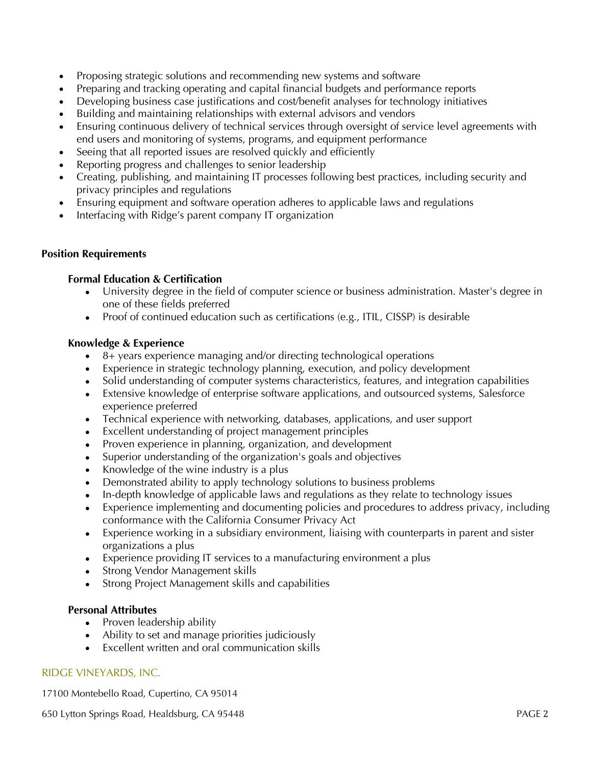- Proposing strategic solutions and recommending new systems and software
- Preparing and tracking operating and capital financial budgets and performance reports
- Developing business case justifications and cost/benefit analyses for technology initiatives
- Building and maintaining relationships with external advisors and vendors
- Ensuring continuous delivery of technical services through oversight of service level agreements with end users and monitoring of systems, programs, and equipment performance
- Seeing that all reported issues are resolved quickly and efficiently
- Reporting progress and challenges to senior leadership
- Creating, publishing, and maintaining IT processes following best practices, including security and privacy principles and regulations
- Ensuring equipment and software operation adheres to applicable laws and regulations
- Interfacing with Ridge's parent company IT organization

**Position Requirements**

**Formal Education & Certification**

- University degree in the field of computer science or business administration. Master's degree in one of these fields preferred
- Proof of continued education such as certifications (e.g., ITIL, CISSP) is desirable

**Knowledge & Experience**

- 8+ years experience managing and/or directing technological operations
- Experience in strategic technology planning, execution, and policy development
- Solid understanding of computer systems characteristics, features, and integration capabilities
- Extensive knowledge of enterprise software applications, and outsourced systems, Salesforce experience preferred
- Technical experience with networking, databases, applications, and user support
- Excellent understanding of project management principles
- Proven experience in planning, organization, and development
- Superior understanding of the organization's goals and objectives
- Knowledge of the wine industry is a plus
- Demonstrated ability to apply technology solutions to business problems
- In-depth knowledge of applicable laws and regulations as they relate to technology issues
- Experience implementing and documenting policies and procedures to address privacy, including conformance with the California Consumer Privacy Act
- Experience working in a subsidiary environment, liaising with counterparts in parent and sister organizations a plus
- Experience providing IT services to a manufacturing environment a plus
- Strong Vendor Management skills
- Strong Project Management skills and capabilities

**Personal Attributes**

- Proven leadership ability
- Ability to set and manage priorities judiciously
- Excellent written and oral communication skills

RIDGE VINEYARDS, INC.

17100 Montebello Road, Cupertino, CA 95014

650 Lytton Springs Road, Healdsburg, CA 95448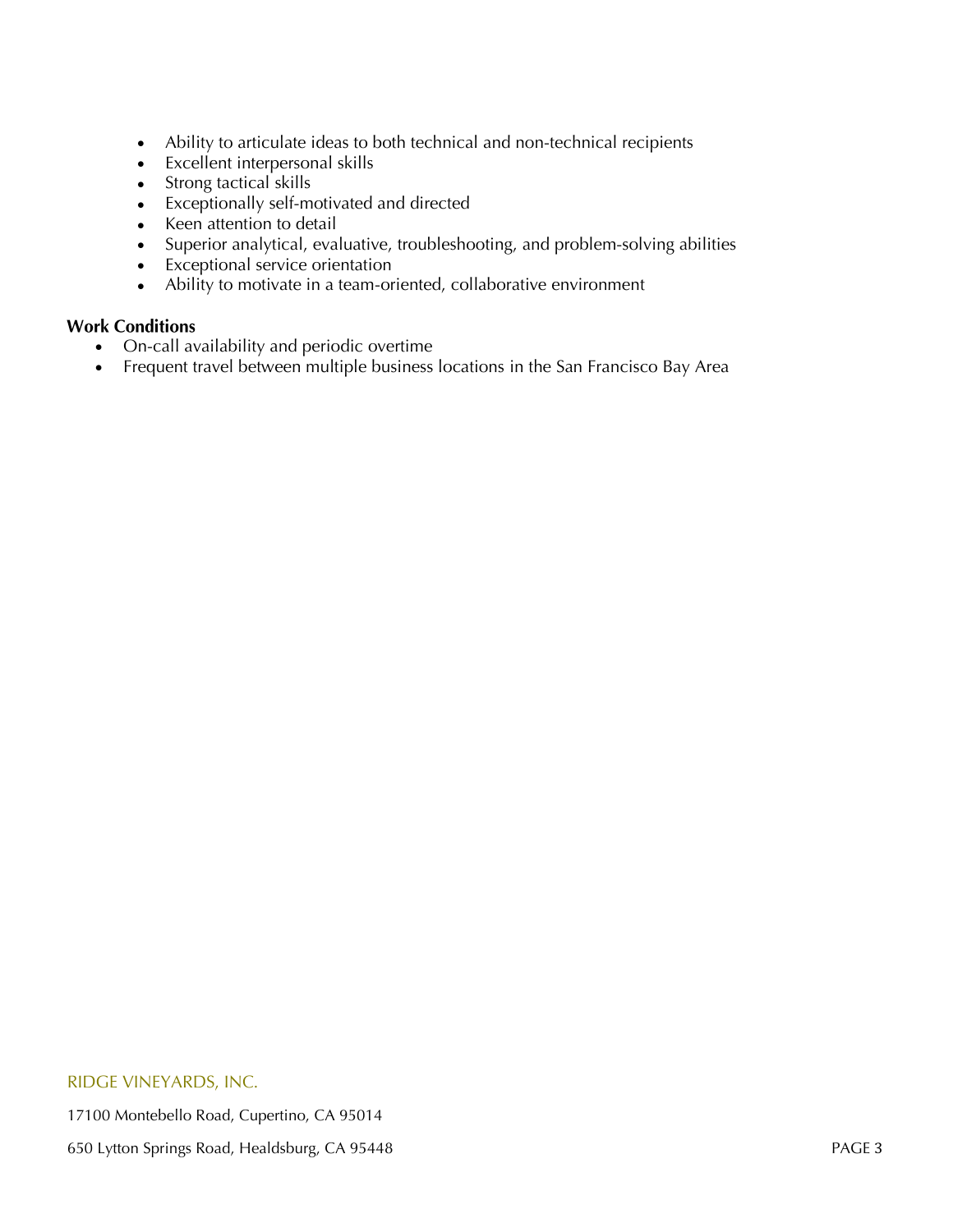- Ability to articulate ideas to both technical and non-technical recipients
- Excellent interpersonal skills
- Strong tactical skills
- Exceptionally self-motivated and directed
- Keen attention to detail
- Superior analytical, evaluative, troubleshooting, and problem-solving abilities
- Exceptional service orientation
- Ability to motivate in a team-oriented, collaborative environment

**Work Conditions**

- On-call availability and periodic overtime
- Frequent travel between multiple business locations in the San Francisco Bay Area